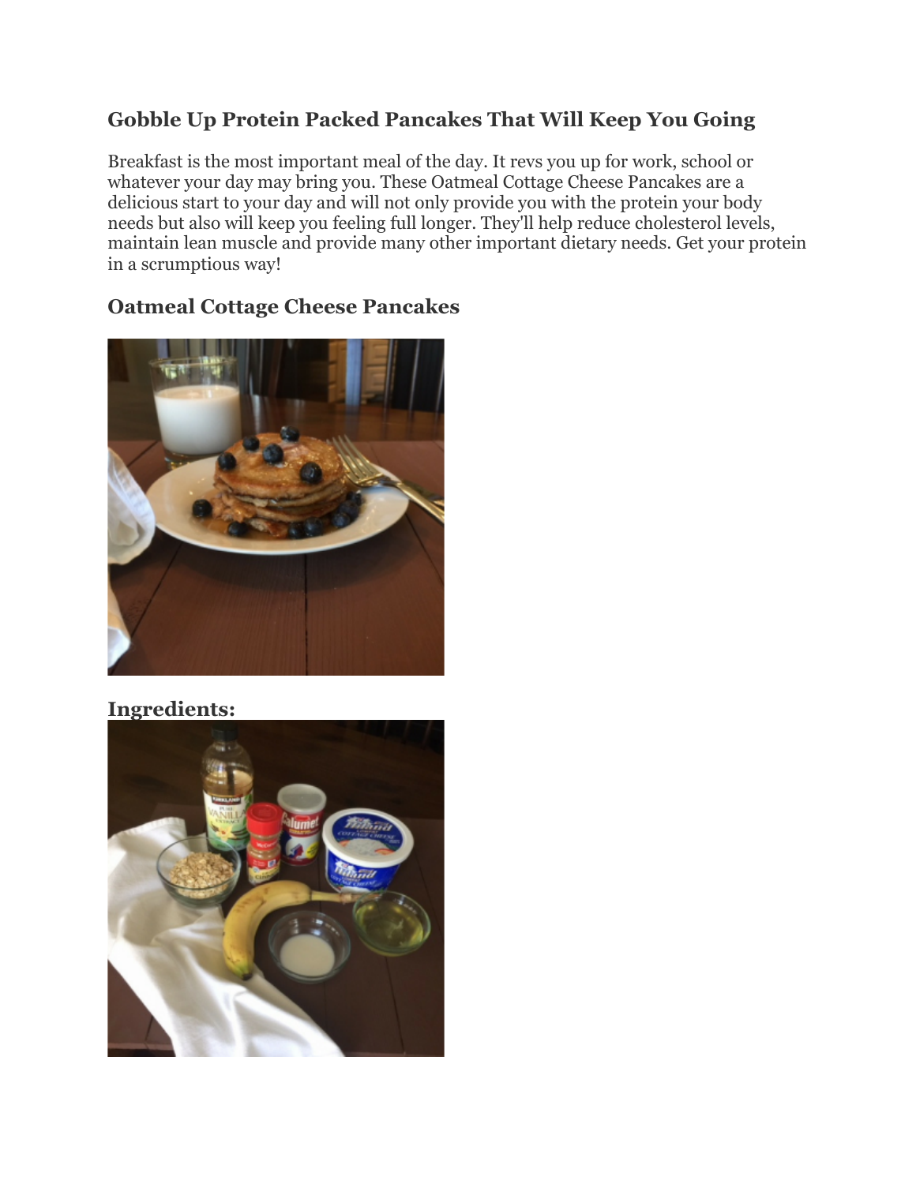## Gobble Up Protein Packed Pancakes That Will Keep You Going

Breakfast is the most important meal of the day. It revs you up for work, school or whatever your day may bring you. These Oatmeal Cottage Cheese Pancakes are a delicious start to your day and will not only provide you with the protein your body needs but also will keep you feeling full longer. They'll help reduce cholesterol levels, maintain lean muscle and provide many other important dietary needs. Get your protein in a scrumptious way!

## Oatmeal Cottage Cheese Pancakes

## Ingredients: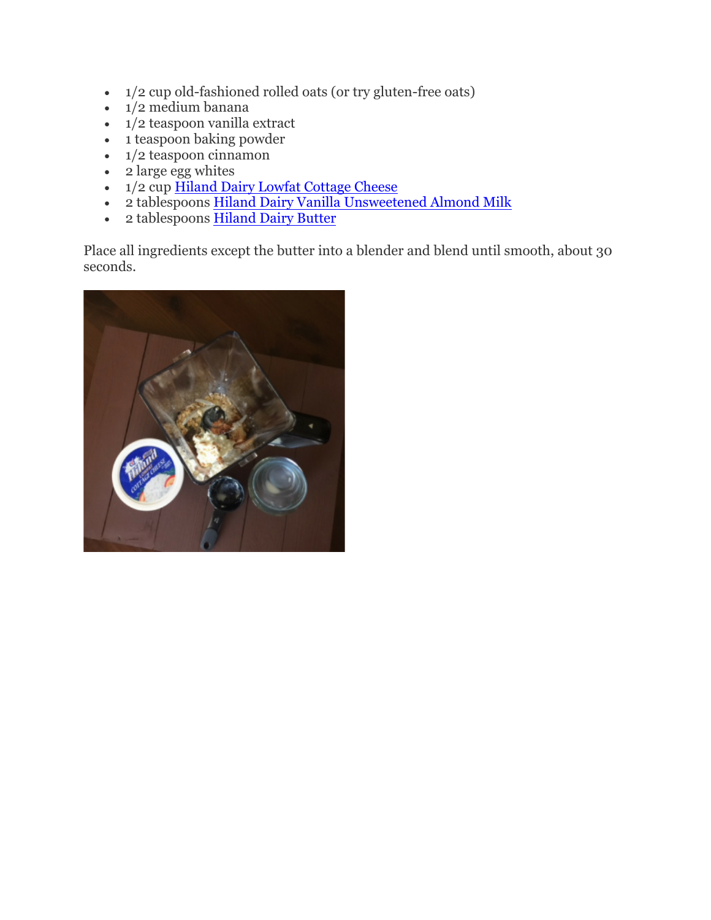- 1/2 cup old-fashioned rolled oats (or try gluten-free oats)
- 1/2 medium banana
- 1/2 teaspoon vanilla extract
- 1 teaspoon baking powder
- 1/2 teaspoon cinnamon
- 2 large egg whites
- 1/2 cup Hiland Dairy Lowfat Cottage Cheese
- 2 tablespoons Hiland Dairy Vanilla Unsweetened Almond Milk
- 2 tablespoons Hiland Dairy Butter

Place all ingredients except the butter into a blender and blend until smooth, about 30 seconds.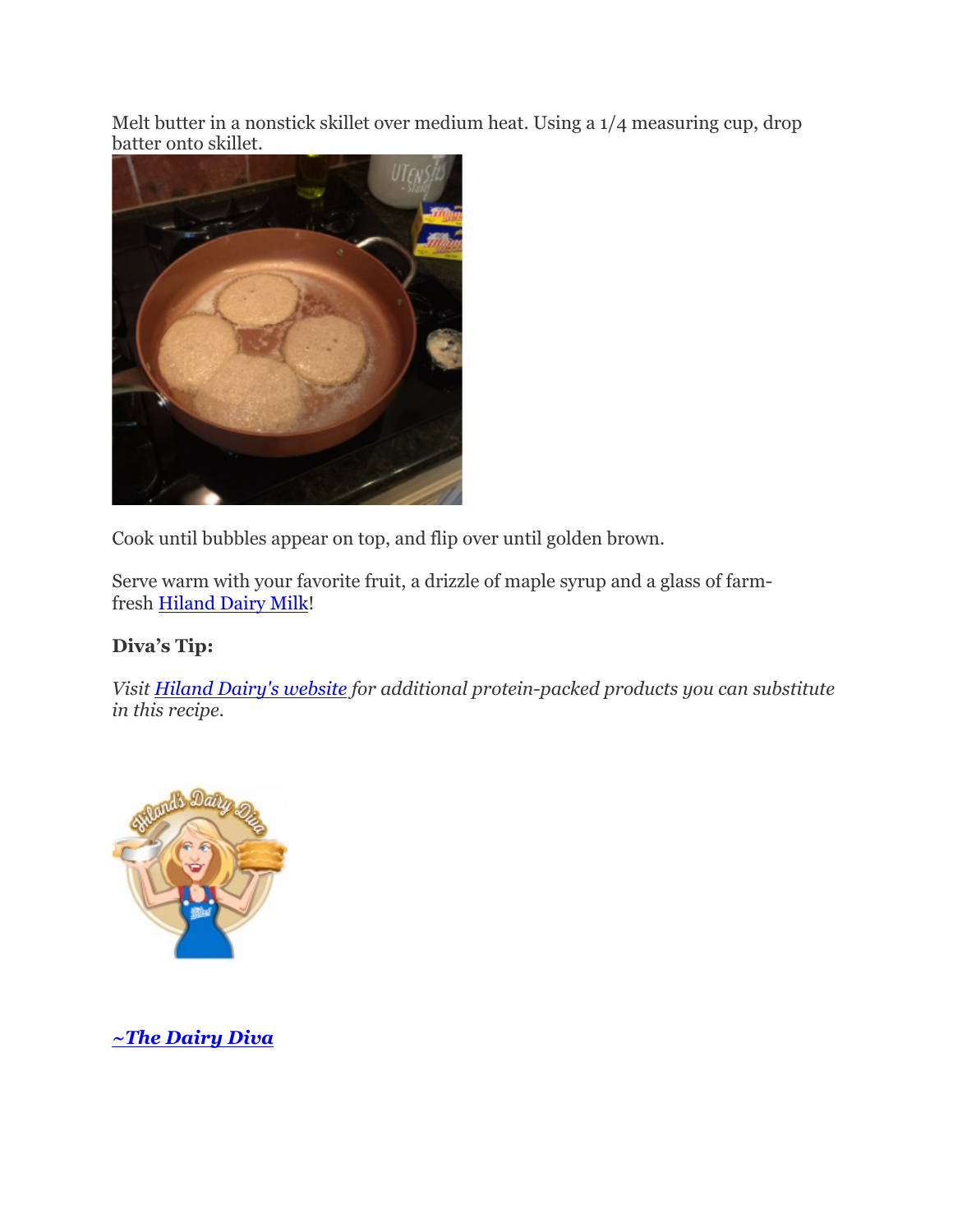Melt butter in a nonstick skillet over medium heat. Using a 1/4 measuring cup, drop batter onto skillet.

Cook until bubbles appear on top, and flip over until golden brown.

Serve warm with your favorite fruit, a drizzle of maple syrup and a glass of farm-fresh Hiland Dairy Milk!

**Diva's Tip:**

*Visit Hiland Dairy's website for additional protein-packed products you can substitute in this recipe.*

***~The Dairy Diva***